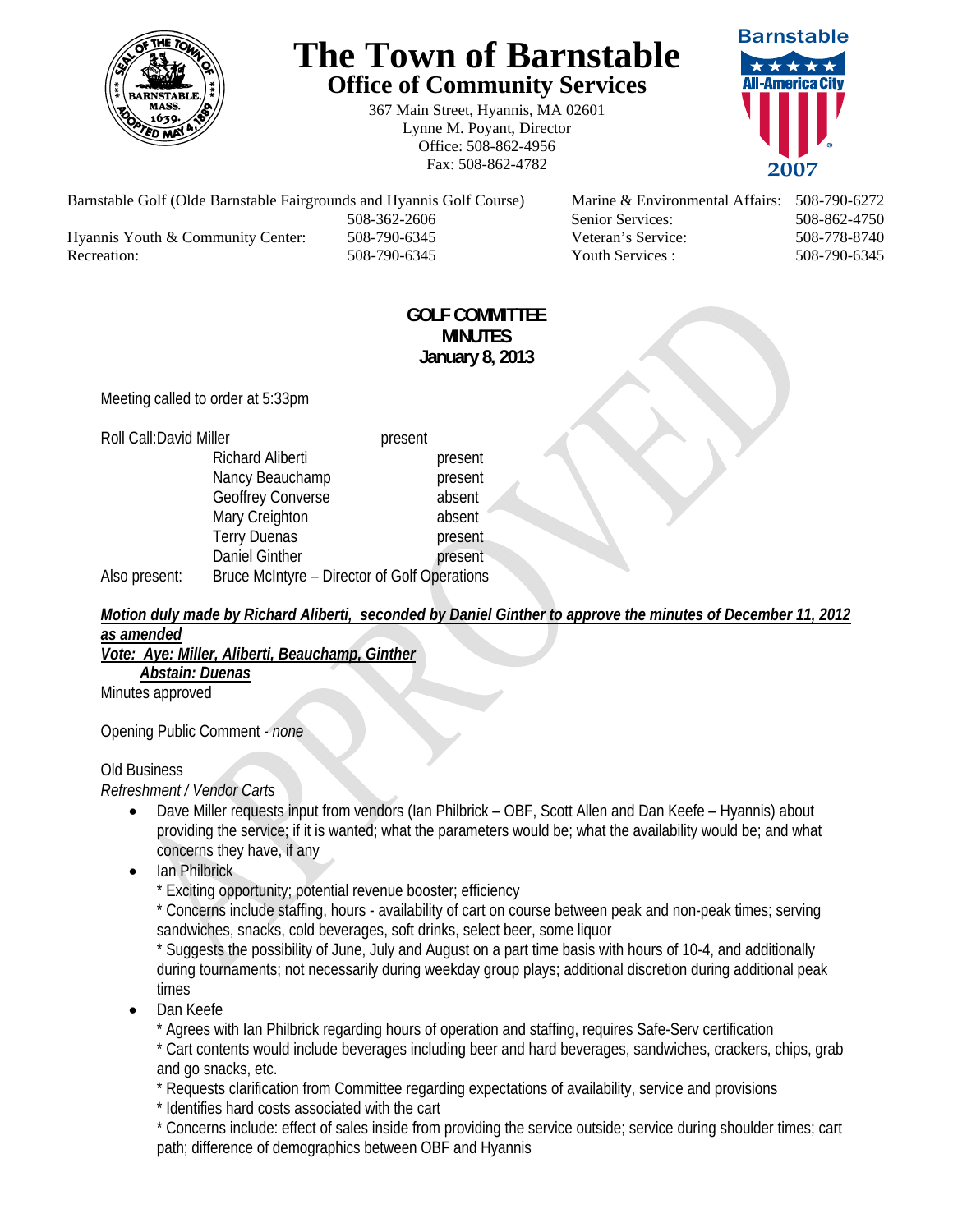# The Town of Barnstable

## Office of Community Services

367 Main Street, Hyannis, MA 02601
Lynne M. Poyant, Director
Office: 508-862-4956
Fax: 508-862-4782

| | | | |
|---|---|---|---|
| Barnstable Golf (Olde Barnstable Fairgrounds and Hyannis Golf Course) | 508-362-2606 | Marine & Environmental Affairs: | 508-790-6272 |
| | | Senior Services: | 508-862-4750 |
| Hyannis Youth & Community Center: | 508-790-6345 | Veteran's Service: | 508-778-8740 |
| Recreation: | 508-790-6345 | Youth Services : | 508-790-6345 |

**GOLF COMMITTEE**
**MINUTES**
**January 8, 2013**

Meeting called to order at 5:33pm

Roll Call: David Miller present
Richard Aliberti present
Nancy Beauchamp present
Geoffrey Converse absent
Mary Creighton absent
Terry Duenas present
Daniel Ginther present
Also present: Bruce McIntyre – Director of Golf Operations

***Motion duly made by Richard Aliberti, seconded by Daniel Ginther to approve the minutes of December 11, 2012 as amended***
***Vote: Aye: Miller, Aliberti, Beauchamp, Ginther***
***Abstain: Duenas***
Minutes approved

Opening Public Comment - *none*

Old Business
*Refreshment / Vendor Carts*

- Dave Miller requests input from vendors (Ian Philbrick – OBF, Scott Allen and Dan Keefe – Hyannis) about providing the service; if it is wanted; what the parameters would be; what the availability would be; and what concerns they have, if any
- Ian Philbrick
  * Exciting opportunity; potential revenue booster; efficiency
  * Concerns include staffing, hours - availability of cart on course between peak and non-peak times; serving sandwiches, snacks, cold beverages, soft drinks, select beer, some liquor
  * Suggests the possibility of June, July and August on a part time basis with hours of 10-4, and additionally during tournaments; not necessarily during weekday group plays; additional discretion during additional peak times
- Dan Keefe
  * Agrees with Ian Philbrick regarding hours of operation and staffing, requires Safe-Serv certification
  * Cart contents would include beverages including beer and hard beverages, sandwiches, crackers, chips, grab and go snacks, etc.
  * Requests clarification from Committee regarding expectations of availability, service and provisions
  * Identifies hard costs associated with the cart
  * Concerns include: effect of sales inside from providing the service outside; service during shoulder times; cart path; difference of demographics between OBF and Hyannis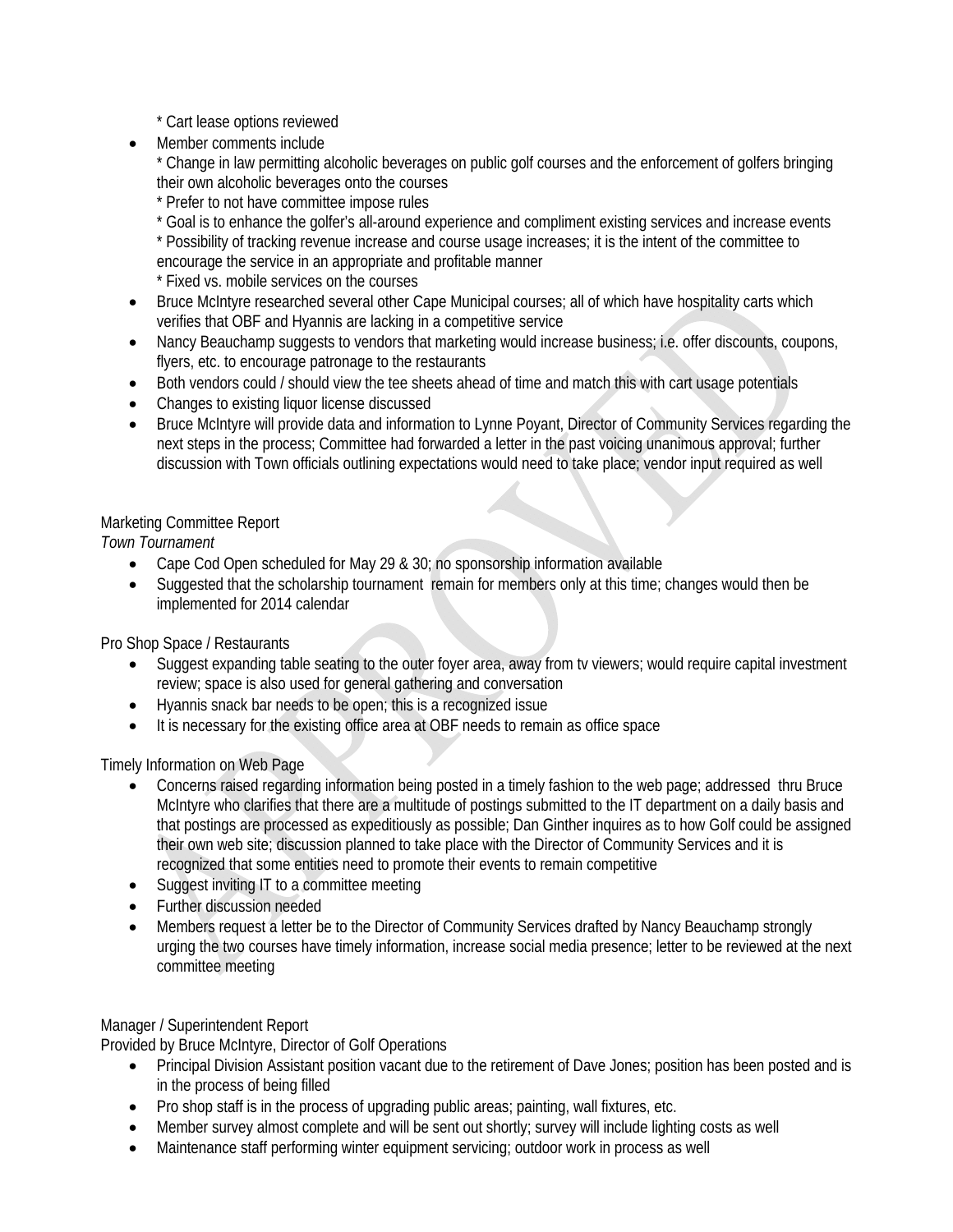* Cart lease options reviewed

- Member comments include
  * Change in law permitting alcoholic beverages on public golf courses and the enforcement of golfers bringing their own alcoholic beverages onto the courses
  * Prefer to not have committee impose rules
  * Goal is to enhance the golfer's all-around experience and compliment existing services and increase events
  * Possibility of tracking revenue increase and course usage increases; it is the intent of the committee to encourage the service in an appropriate and profitable manner
  * Fixed vs. mobile services on the courses
- Bruce McIntyre researched several other Cape Municipal courses; all of which have hospitality carts which verifies that OBF and Hyannis are lacking in a competitive service
- Nancy Beauchamp suggests to vendors that marketing would increase business; i.e. offer discounts, coupons, flyers, etc. to encourage patronage to the restaurants
- Both vendors could / should view the tee sheets ahead of time and match this with cart usage potentials
- Changes to existing liquor license discussed
- Bruce McIntyre will provide data and information to Lynne Poyant, Director of Community Services regarding the next steps in the process; Committee had forwarded a letter in the past voicing unanimous approval; further discussion with Town officials outlining expectations would need to take place; vendor input required as well

Marketing Committee Report

*Town Tournament*

- Cape Cod Open scheduled for May 29 & 30; no sponsorship information available
- Suggested that the scholarship tournament remain for members only at this time; changes would then be implemented for 2014 calendar

Pro Shop Space / Restaurants

- Suggest expanding table seating to the outer foyer area, away from tv viewers; would require capital investment review; space is also used for general gathering and conversation
- Hyannis snack bar needs to be open; this is a recognized issue
- It is necessary for the existing office area at OBF needs to remain as office space

Timely Information on Web Page

- Concerns raised regarding information being posted in a timely fashion to the web page; addressed thru Bruce McIntyre who clarifies that there are a multitude of postings submitted to the IT department on a daily basis and that postings are processed as expeditiously as possible; Dan Ginther inquires as to how Golf could be assigned their own web site; discussion planned to take place with the Director of Community Services and it is recognized that some entities need to promote their events to remain competitive
- Suggest inviting IT to a committee meeting
- Further discussion needed
- Members request a letter be to the Director of Community Services drafted by Nancy Beauchamp strongly urging the two courses have timely information, increase social media presence; letter to be reviewed at the next committee meeting

Manager / Superintendent Report

Provided by Bruce McIntyre, Director of Golf Operations

- Principal Division Assistant position vacant due to the retirement of Dave Jones; position has been posted and is in the process of being filled
- Pro shop staff is in the process of upgrading public areas; painting, wall fixtures, etc.
- Member survey almost complete and will be sent out shortly; survey will include lighting costs as well
- Maintenance staff performing winter equipment servicing; outdoor work in process as well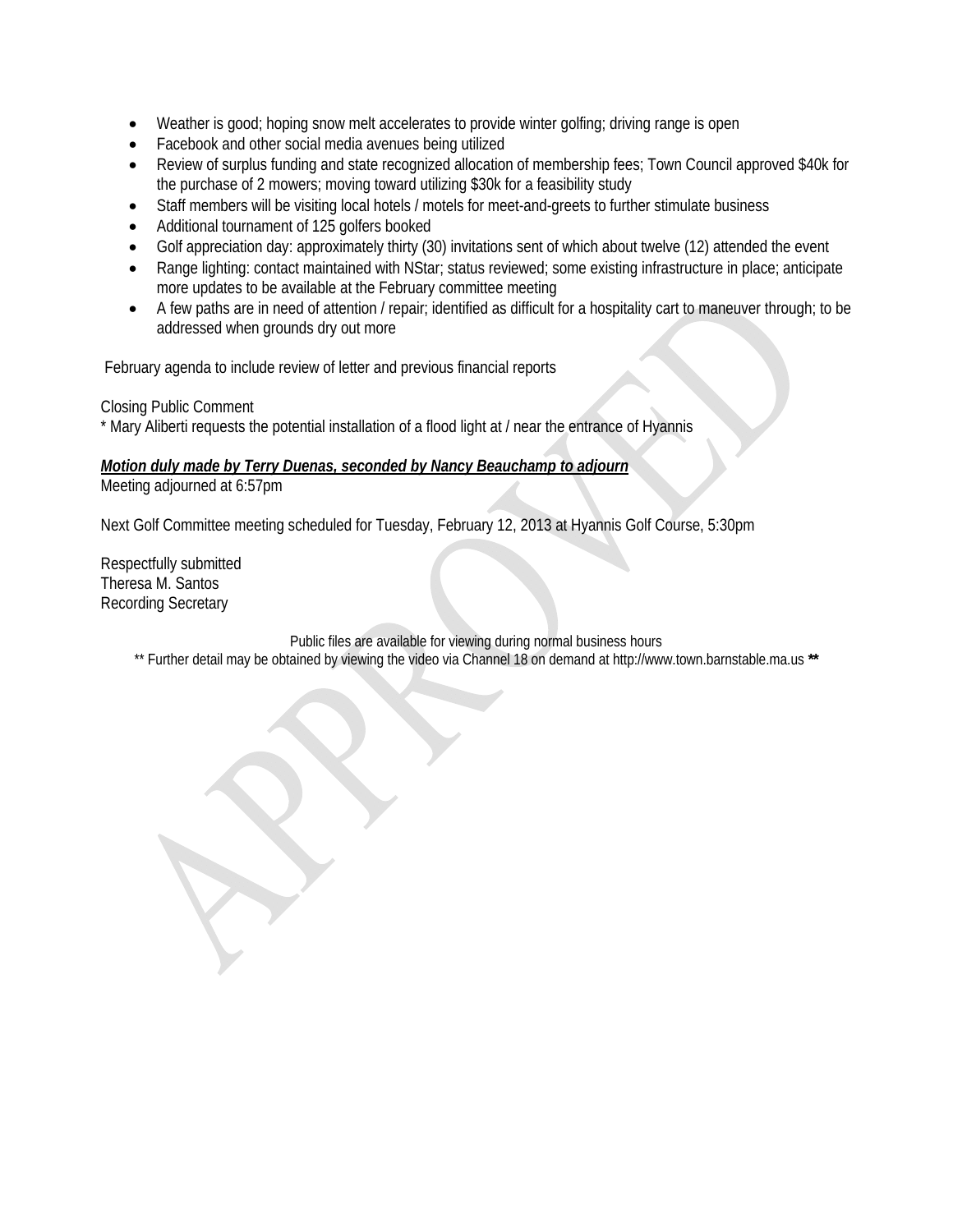- Weather is good; hoping snow melt accelerates to provide winter golfing; driving range is open
- Facebook and other social media avenues being utilized
- Review of surplus funding and state recognized allocation of membership fees; Town Council approved $40k for the purchase of 2 mowers; moving toward utilizing $30k for a feasibility study
- Staff members will be visiting local hotels / motels for meet-and-greets to further stimulate business
- Additional tournament of 125 golfers booked
- Golf appreciation day: approximately thirty (30) invitations sent of which about twelve (12) attended the event
- Range lighting: contact maintained with NStar; status reviewed; some existing infrastructure in place; anticipate more updates to be available at the February committee meeting
- A few paths are in need of attention / repair; identified as difficult for a hospitality cart to maneuver through; to be addressed when grounds dry out more

February agenda to include review of letter and previous financial reports

Closing Public Comment
* Mary Aliberti requests the potential installation of a flood light at / near the entrance of Hyannis

***<u>Motion duly made by Terry Duenas, seconded by Nancy Beauchamp to adjourn</u>***
Meeting adjourned at 6:57pm

Next Golf Committee meeting scheduled for Tuesday, February 12, 2013 at Hyannis Golf Course, 5:30pm

Respectfully submitted
Theresa M. Santos
Recording Secretary

Public files are available for viewing during normal business hours
** Further detail may be obtained by viewing the video via Channel 18 on demand at http://www.town.barnstable.ma.us **